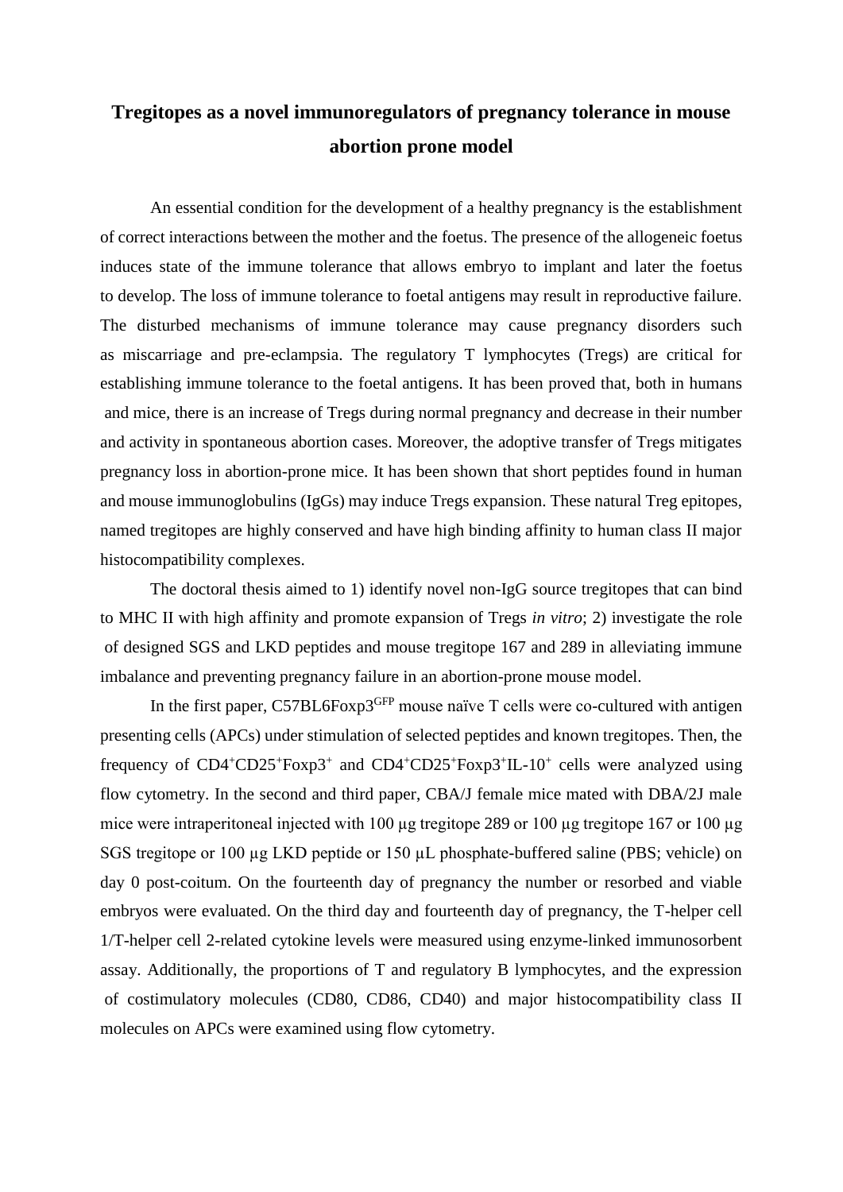# Tregitopes as a novel immunoregulators of pregnancy tolerance in mouse abortion prone model

An essential condition for the development of a healthy pregnancy is the establishment of correct interactions between the mother and the foetus. The presence of the allogeneic foetus induces state of the immune tolerance that allows embryo to implant and later the foetus to develop. The loss of immune tolerance to foetal antigens may result in reproductive failure. The disturbed mechanisms of immune tolerance may cause pregnancy disorders such as miscarriage and pre-eclampsia. The regulatory T lymphocytes (Tregs) are critical for establishing immune tolerance to the foetal antigens. It has been proved that, both in humans and mice, there is an increase of Tregs during normal pregnancy and decrease in their number and activity in spontaneous abortion cases. Moreover, the adoptive transfer of Tregs mitigates pregnancy loss in abortion-prone mice. It has been shown that short peptides found in human and mouse immunoglobulins (IgGs) may induce Tregs expansion. These natural Treg epitopes, named tregitopes are highly conserved and have high binding affinity to human class II major histocompatibility complexes.

The doctoral thesis aimed to 1) identify novel non-IgG source tregitopes that can bind to MHC II with high affinity and promote expansion of Tregs *in vitro*; 2) investigate the role of designed SGS and LKD peptides and mouse tregitope 167 and 289 in alleviating immune imbalance and preventing pregnancy failure in an abortion-prone mouse model.

In the first paper, C57BL6Foxp3$^{GFP}$ mouse naïve T cells were co-cultured with antigen presenting cells (APCs) under stimulation of selected peptides and known tregitopes. Then, the frequency of CD4$^{+}$CD25$^{+}$Foxp3$^{+}$ and CD4$^{+}$CD25$^{+}$Foxp3$^{+}$IL-10$^{+}$ cells were analyzed using flow cytometry. In the second and third paper, CBA/J female mice mated with DBA/2J male mice were intraperitoneal injected with 100 μg tregitope 289 or 100 μg tregitope 167 or 100 μg SGS tregitope or 100 μg LKD peptide or 150 μL phosphate-buffered saline (PBS; vehicle) on day 0 post-coitum. On the fourteenth day of pregnancy the number or resorbed and viable embryos were evaluated. On the third day and fourteenth day of pregnancy, the T-helper cell 1/T-helper cell 2-related cytokine levels were measured using enzyme-linked immunosorbent assay. Additionally, the proportions of T and regulatory B lymphocytes, and the expression of costimulatory molecules (CD80, CD86, CD40) and major histocompatibility class II molecules on APCs were examined using flow cytometry.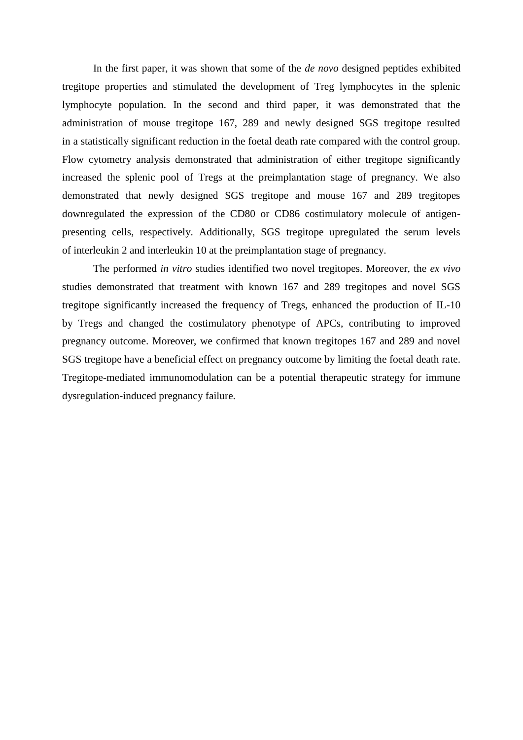In the first paper, it was shown that some of the *de novo* designed peptides exhibited tregitope properties and stimulated the development of Treg lymphocytes in the splenic lymphocyte population. In the second and third paper, it was demonstrated that the administration of mouse tregitope 167, 289 and newly designed SGS tregitope resulted in a statistically significant reduction in the foetal death rate compared with the control group. Flow cytometry analysis demonstrated that administration of either tregitope significantly increased the splenic pool of Tregs at the preimplantation stage of pregnancy. We also demonstrated that newly designed SGS tregitope and mouse 167 and 289 tregitopes downregulated the expression of the CD80 or CD86 costimulatory molecule of antigen-presenting cells, respectively. Additionally, SGS tregitope upregulated the serum levels of interleukin 2 and interleukin 10 at the preimplantation stage of pregnancy.

The performed *in vitro* studies identified two novel tregitopes. Moreover, the *ex vivo* studies demonstrated that treatment with known 167 and 289 tregitopes and novel SGS tregitope significantly increased the frequency of Tregs, enhanced the production of IL-10 by Tregs and changed the costimulatory phenotype of APCs, contributing to improved pregnancy outcome. Moreover, we confirmed that known tregitopes 167 and 289 and novel SGS tregitope have a beneficial effect on pregnancy outcome by limiting the foetal death rate. Tregitope-mediated immunomodulation can be a potential therapeutic strategy for immune dysregulation-induced pregnancy failure.